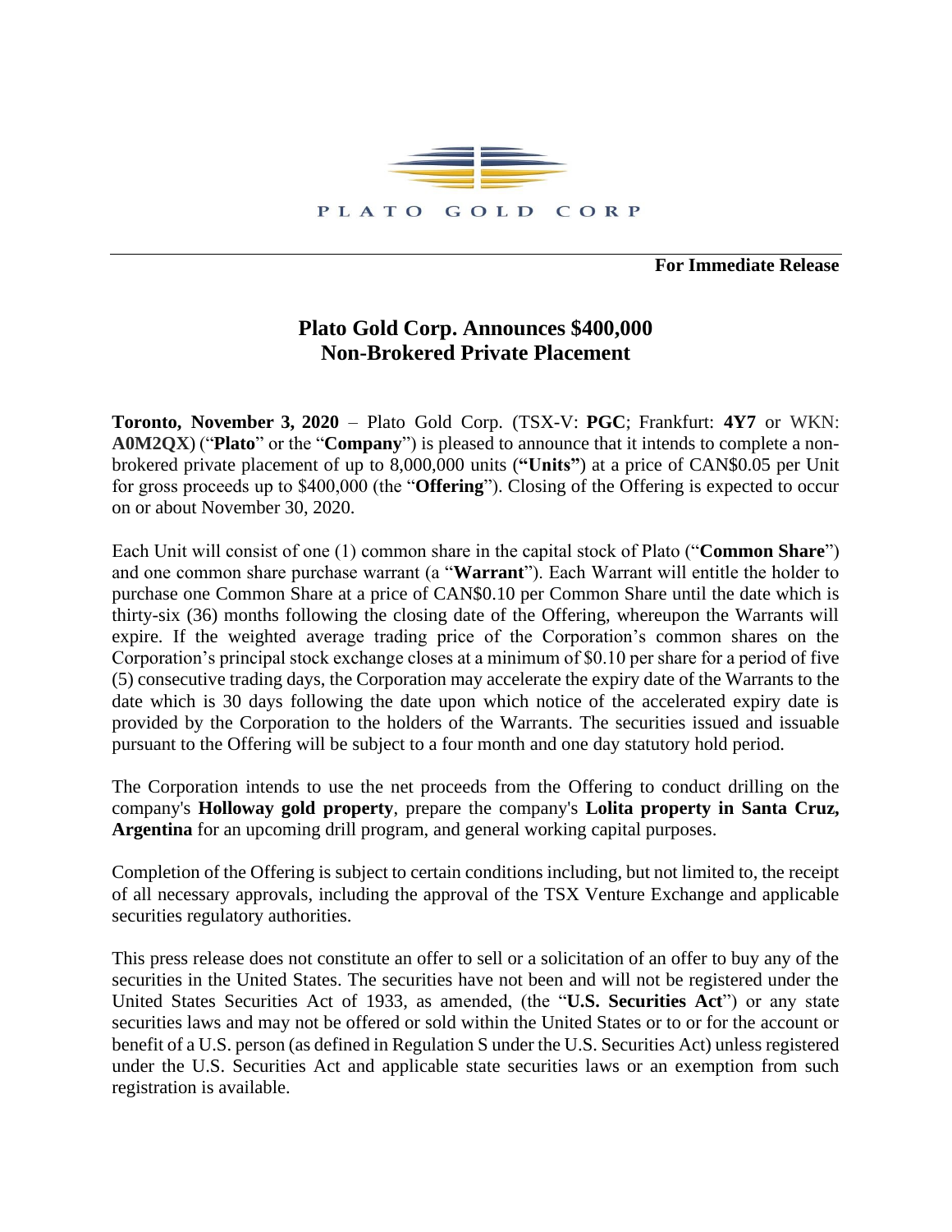PLATO GOLD CORP

**For Immediate Release**

# Plato Gold Corp. Announces $400,000 Non-Brokered Private Placement

**Toronto, November 3, 2020** – Plato Gold Corp. (TSX-V: **PGC**; Frankfurt: **4Y7** or WKN: **A0M2QX**) ("**Plato**" or the "**Company**") is pleased to announce that it intends to complete a non-brokered private placement of up to 8,000,000 units (**"Units"**) at a price of CAN$0.05 per Unit for gross proceeds up to $400,000 (the "**Offering**"). Closing of the Offering is expected to occur on or about November 30, 2020.

Each Unit will consist of one (1) common share in the capital stock of Plato ("**Common Share**") and one common share purchase warrant (a "**Warrant**"). Each Warrant will entitle the holder to purchase one Common Share at a price of CAN$0.10 per Common Share until the date which is thirty-six (36) months following the closing date of the Offering, whereupon the Warrants will expire. If the weighted average trading price of the Corporation's common shares on the Corporation's principal stock exchange closes at a minimum of $0.10 per share for a period of five (5) consecutive trading days, the Corporation may accelerate the expiry date of the Warrants to the date which is 30 days following the date upon which notice of the accelerated expiry date is provided by the Corporation to the holders of the Warrants. The securities issued and issuable pursuant to the Offering will be subject to a four month and one day statutory hold period.

The Corporation intends to use the net proceeds from the Offering to conduct drilling on the company's **Holloway gold property**, prepare the company's **Lolita property in Santa Cruz, Argentina** for an upcoming drill program, and general working capital purposes.

Completion of the Offering is subject to certain conditions including, but not limited to, the receipt of all necessary approvals, including the approval of the TSX Venture Exchange and applicable securities regulatory authorities.

This press release does not constitute an offer to sell or a solicitation of an offer to buy any of the securities in the United States. The securities have not been and will not be registered under the United States Securities Act of 1933, as amended, (the "**U.S. Securities Act**") or any state securities laws and may not be offered or sold within the United States or to or for the account or benefit of a U.S. person (as defined in Regulation S under the U.S. Securities Act) unless registered under the U.S. Securities Act and applicable state securities laws or an exemption from such registration is available.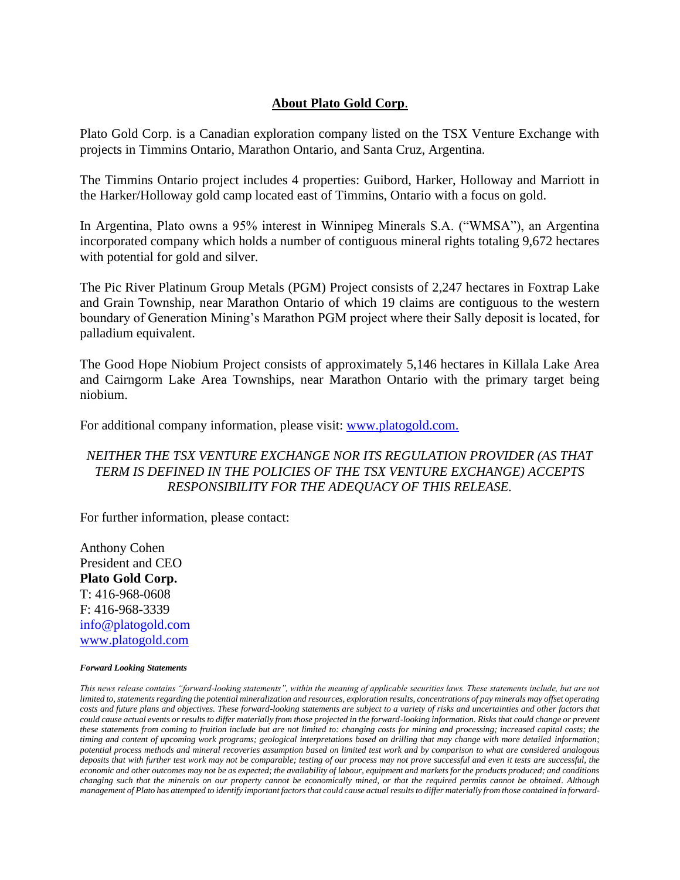## About Plato Gold Corp.

Plato Gold Corp. is a Canadian exploration company listed on the TSX Venture Exchange with projects in Timmins Ontario, Marathon Ontario, and Santa Cruz, Argentina.

The Timmins Ontario project includes 4 properties: Guibord, Harker, Holloway and Marriott in the Harker/Holloway gold camp located east of Timmins, Ontario with a focus on gold.

In Argentina, Plato owns a 95% interest in Winnipeg Minerals S.A. ("WMSA"), an Argentina incorporated company which holds a number of contiguous mineral rights totaling 9,672 hectares with potential for gold and silver.

The Pic River Platinum Group Metals (PGM) Project consists of 2,247 hectares in Foxtrap Lake and Grain Township, near Marathon Ontario of which 19 claims are contiguous to the western boundary of Generation Mining's Marathon PGM project where their Sally deposit is located, for palladium equivalent.

The Good Hope Niobium Project consists of approximately 5,146 hectares in Killala Lake Area and Cairngorm Lake Area Townships, near Marathon Ontario with the primary target being niobium.

For additional company information, please visit: www.platogold.com.

*NEITHER THE TSX VENTURE EXCHANGE NOR ITS REGULATION PROVIDER (AS THAT TERM IS DEFINED IN THE POLICIES OF THE TSX VENTURE EXCHANGE) ACCEPTS RESPONSIBILITY FOR THE ADEQUACY OF THIS RELEASE.*

For further information, please contact:

Anthony Cohen
President and CEO
**Plato Gold Corp.**
T: 416-968-0608
F: 416-968-3339
info@platogold.com
www.platogold.com

***Forward Looking Statements***

*This news release contains "forward-looking statements", within the meaning of applicable securities laws. These statements include, but are not limited to, statements regarding the potential mineralization and resources, exploration results, concentrations of pay minerals may offset operating costs and future plans and objectives. These forward-looking statements are subject to a variety of risks and uncertainties and other factors that could cause actual events or results to differ materially from those projected in the forward-looking information. Risks that could change or prevent these statements from coming to fruition include but are not limited to: changing costs for mining and processing; increased capital costs; the timing and content of upcoming work programs; geological interpretations based on drilling that may change with more detailed information; potential process methods and mineral recoveries assumption based on limited test work and by comparison to what are considered analogous deposits that with further test work may not be comparable; testing of our process may not prove successful and even it tests are successful, the economic and other outcomes may not be as expected; the availability of labour, equipment and markets for the products produced; and conditions changing such that the minerals on our property cannot be economically mined, or that the required permits cannot be obtained. Although management of Plato has attempted to identify important factors that could cause actual results to differ materially from those contained in forward-*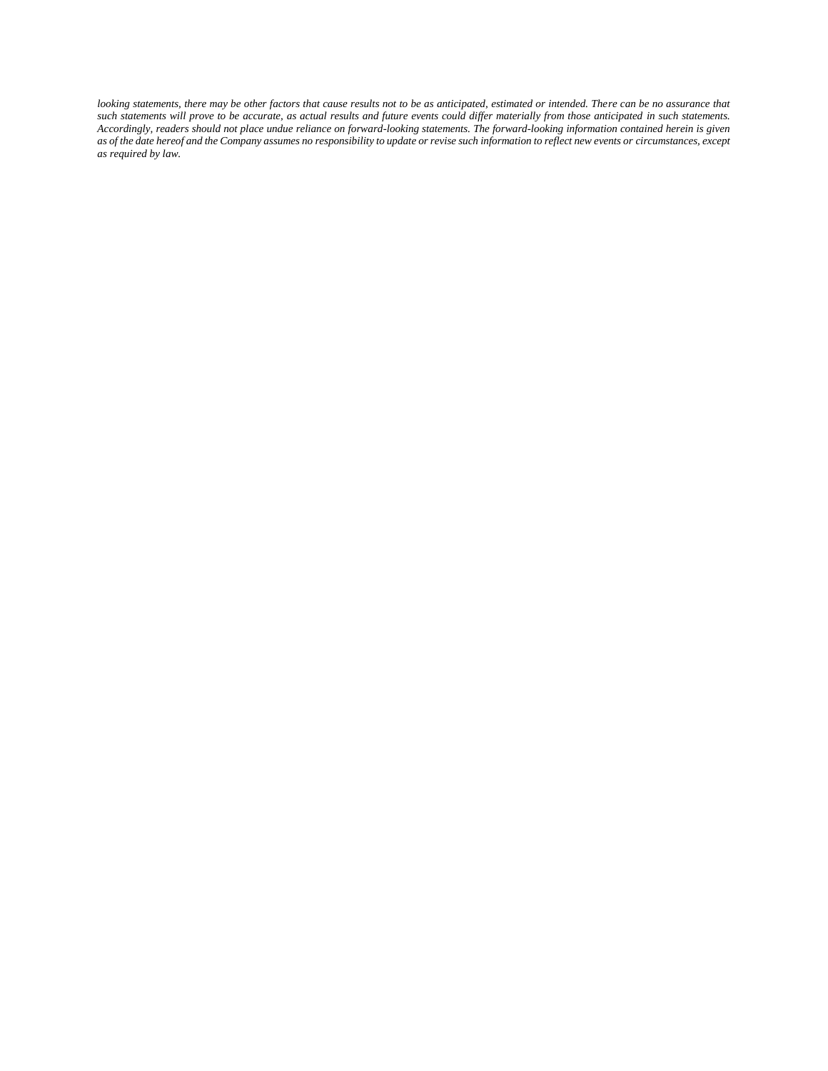*looking statements, there may be other factors that cause results not to be as anticipated, estimated or intended. There can be no assurance that such statements will prove to be accurate, as actual results and future events could differ materially from those anticipated in such statements. Accordingly, readers should not place undue reliance on forward-looking statements. The forward-looking information contained herein is given as of the date hereof and the Company assumes no responsibility to update or revise such information to reflect new events or circumstances, except as required by law.*